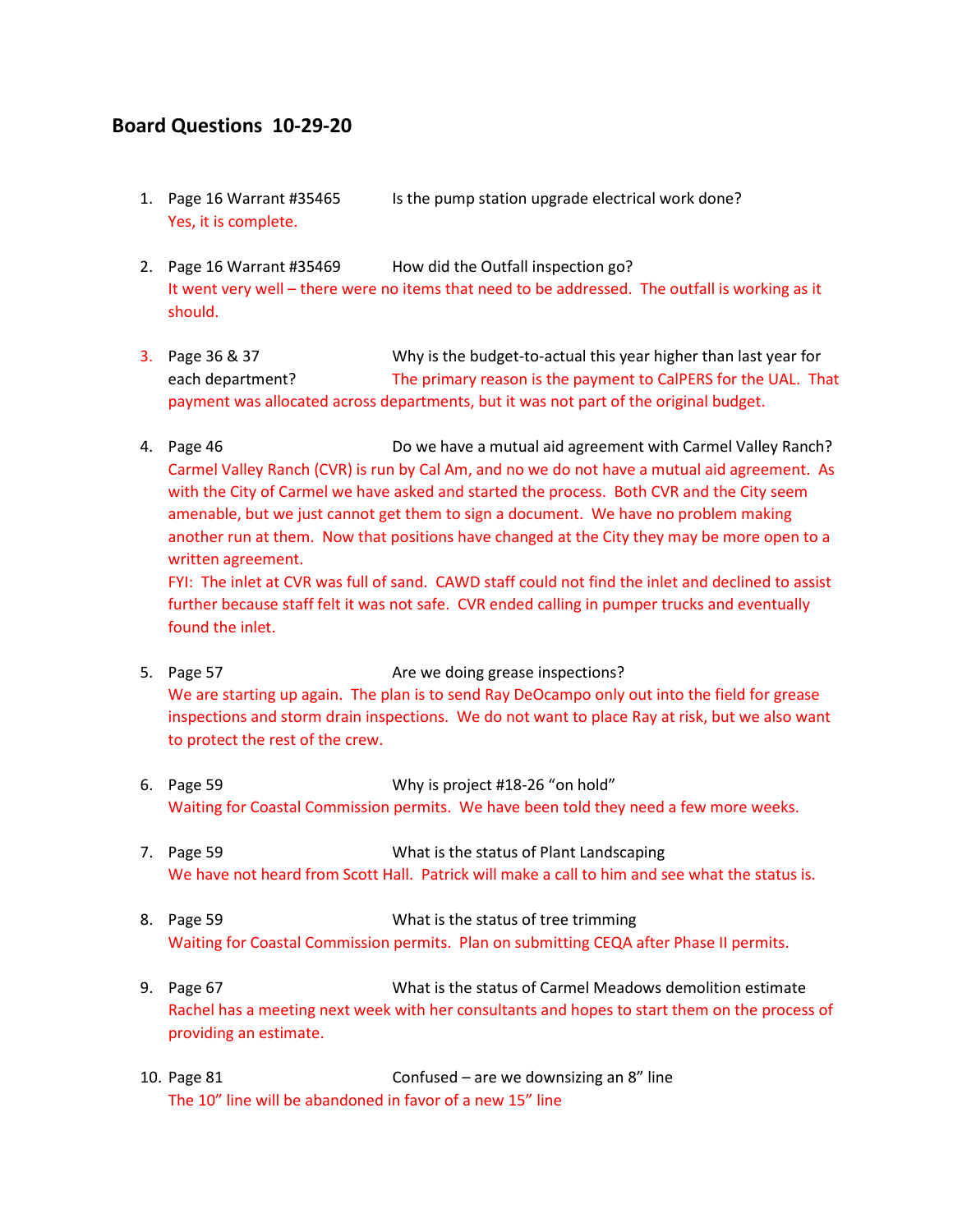# Board Questions 10-29-20

1. Page 16 Warrant #35465 Is the pump station upgrade electrical work done?
   Yes, it is complete.

2. Page 16 Warrant #35469 How did the Outfall inspection go?
   It went very well – there were no items that need to be addressed. The outfall is working as it should.

3. Page 36 & 37 Why is the budget-to-actual this year higher than last year for each department? The primary reason is the payment to CalPERS for the UAL. That payment was allocated across departments, but it was not part of the original budget.

4. Page 46 Do we have a mutual aid agreement with Carmel Valley Ranch?
   Carmel Valley Ranch (CVR) is run by Cal Am, and no we do not have a mutual aid agreement. As with the City of Carmel we have asked and started the process. Both CVR and the City seem amenable, but we just cannot get them to sign a document. We have no problem making another run at them. Now that positions have changed at the City they may be more open to a written agreement.
   FYI: The inlet at CVR was full of sand. CAWD staff could not find the inlet and declined to assist further because staff felt it was not safe. CVR ended calling in pumper trucks and eventually found the inlet.

5. Page 57 Are we doing grease inspections?
   We are starting up again. The plan is to send Ray DeOcampo only out into the field for grease inspections and storm drain inspections. We do not want to place Ray at risk, but we also want to protect the rest of the crew.

6. Page 59 Why is project #18-26 "on hold"
   Waiting for Coastal Commission permits. We have been told they need a few more weeks.

7. Page 59 What is the status of Plant Landscaping
   We have not heard from Scott Hall. Patrick will make a call to him and see what the status is.

8. Page 59 What is the status of tree trimming
   Waiting for Coastal Commission permits. Plan on submitting CEQA after Phase II permits.

9. Page 67 What is the status of Carmel Meadows demolition estimate
   Rachel has a meeting next week with her consultants and hopes to start them on the process of providing an estimate.

10. Page 81 Confused – are we downsizing an 8" line
    The 10" line will be abandoned in favor of a new 15" line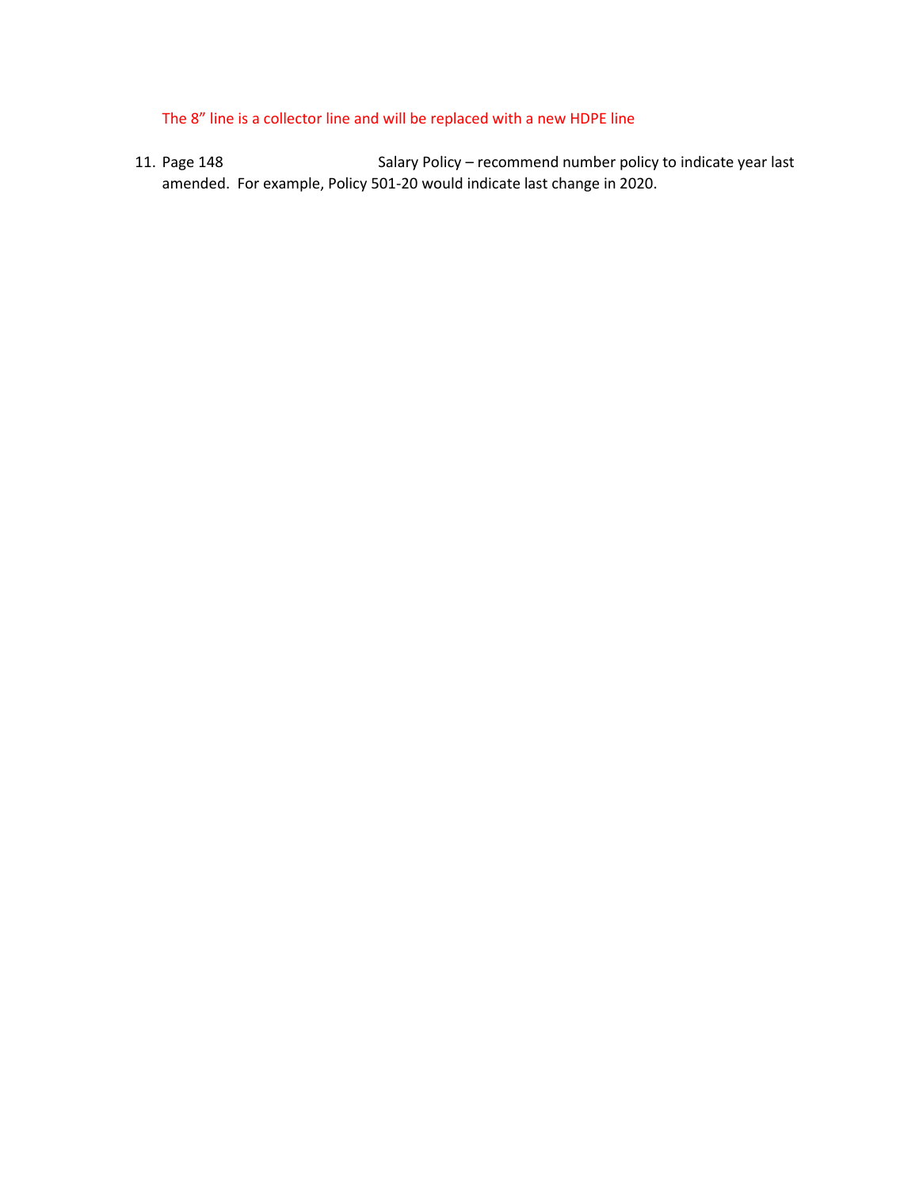The 8" line is a collector line and will be replaced with a new HDPE line

11. Page 148 Salary Policy – recommend number policy to indicate year last amended. For example, Policy 501-20 would indicate last change in 2020.